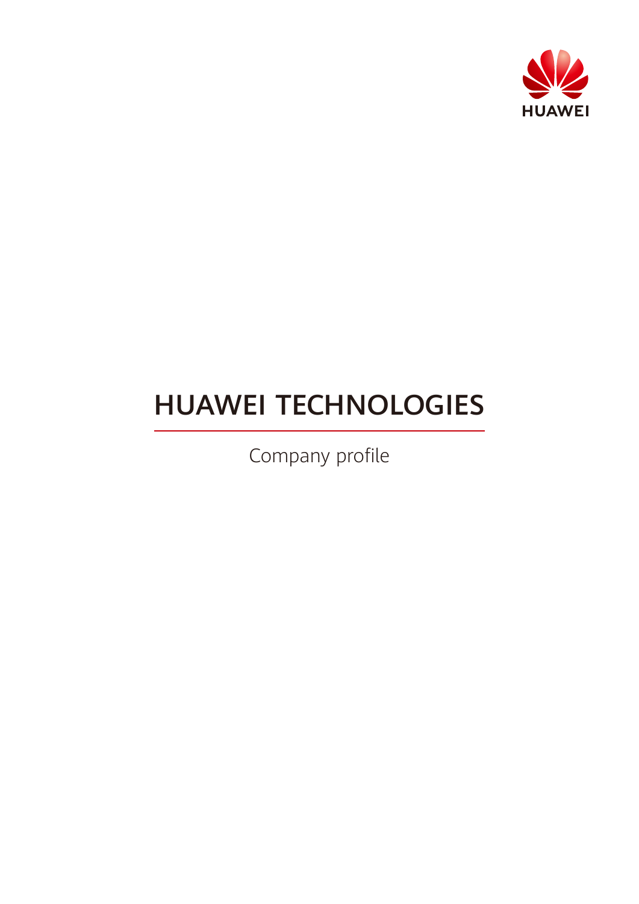HUAWEI

# HUAWEI TECHNOLOGIES

Company profile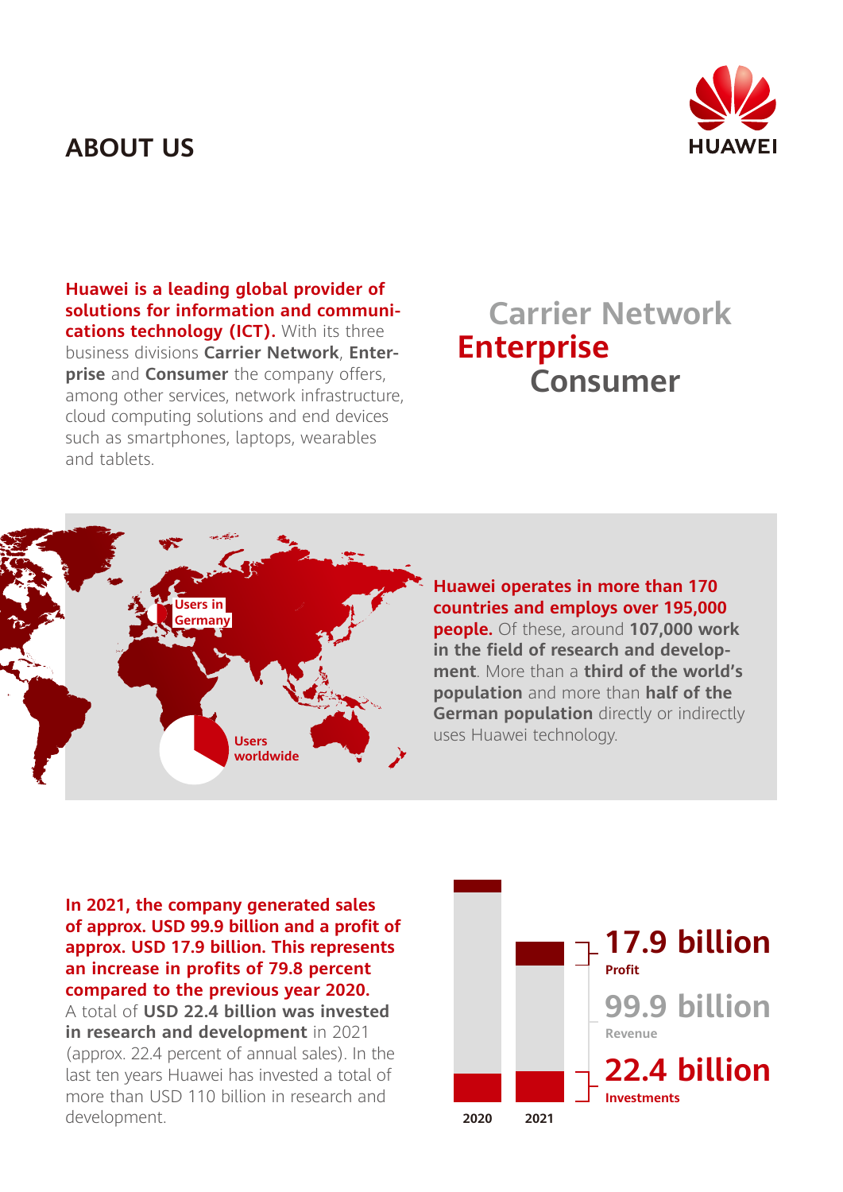## ABOUT US

HUAWEI

**Huawei is a leading global provider of solutions for information and communications technology (ICT).** With its three business divisions **Carrier Network**, **Enterprise** and **Consumer** the company offers, among other services, network infrastructure, cloud computing solutions and end devices such as smartphones, laptops, wearables and tablets.

**Carrier Network**
**Enterprise**
**Consumer**

Users in Germany

Users worldwide

**Huawei operates in more than 170 countries and employs over 195,000 people.** Of these, around **107,000 work in the field of research and development**. More than a **third of the world's population** and more than **half of the German population** directly or indirectly uses Huawei technology.

**In 2021, the company generated sales of approx. USD 99.9 billion and a profit of approx. USD 17.9 billion. This represents an increase in profits of 79.8 percent compared to the previous year 2020.** A total of **USD 22.4 billion was invested in research and development** in 2021 (approx. 22.4 percent of annual sales). In the last ten years Huawei has invested a total of more than USD 110 billion in research and development.

**17.9 billion**
Profit

**99.9 billion**
Revenue

**22.4 billion**
Investments

2020 2021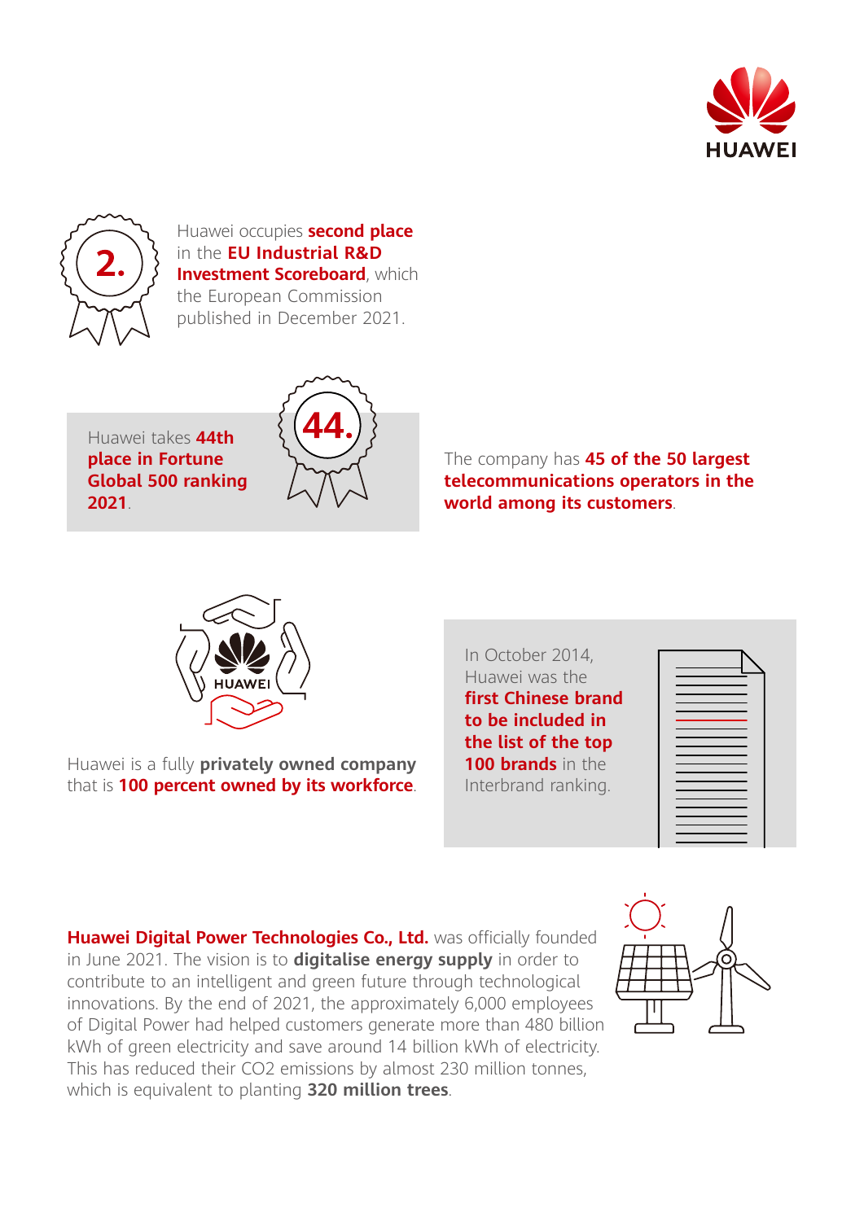Huawei occupies **second place** in the **EU Industrial R&D Investment Scoreboard**, which the European Commission published in December 2021.

Huawei takes **44th place in Fortune Global 500 ranking 2021**.

The company has **45 of the 50 largest telecommunications operators in the world among its customers**.

Huawei is a fully **privately owned company** that is **100 percent owned by its workforce**.

In October 2014, Huawei was the **first Chinese brand to be included in the list of the top 100 brands** in the Interbrand ranking.

**Huawei Digital Power Technologies Co., Ltd.** was officially founded in June 2021. The vision is to **digitalise energy supply** in order to contribute to an intelligent and green future through technological innovations. By the end of 2021, the approximately 6,000 employees of Digital Power had helped customers generate more than 480 billion kWh of green electricity and save around 14 billion kWh of electricity. This has reduced their $CO_2$ emissions by almost 230 million tonnes, which is equivalent to planting **320 million trees**.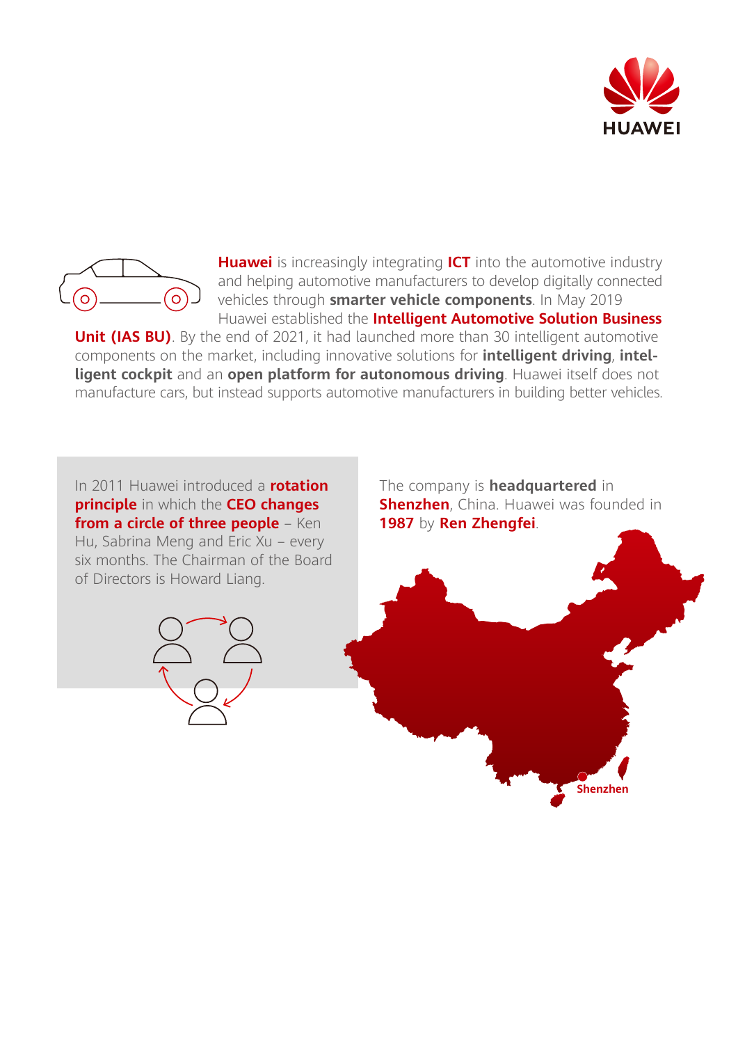**Huawei** is increasingly integrating **ICT** into the automotive industry and helping automotive manufacturers to develop digitally connected vehicles through **smarter vehicle components**. In May 2019 Huawei established the **Intelligent Automotive Solution Business Unit (IAS BU)**. By the end of 2021, it had launched more than 30 intelligent automotive components on the market, including innovative solutions for **intelligent driving**, **intelligent cockpit** and an **open platform for autonomous driving**. Huawei itself does not manufacture cars, but instead supports automotive manufacturers in building better vehicles.

In 2011 Huawei introduced a **rotation principle** in which the **CEO changes from a circle of three people** – Ken Hu, Sabrina Meng and Eric Xu – every six months. The Chairman of the Board of Directors is Howard Liang.

The company is **headquartered** in **Shenzhen**, China. Huawei was founded in **1987** by **Ren Zhengfei**.

Shenzhen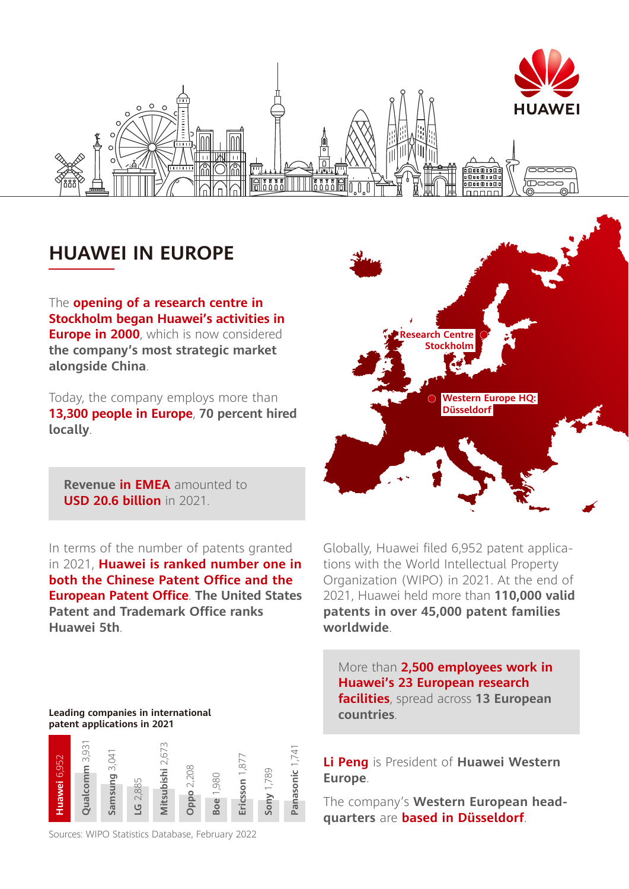# HUAWEI IN EUROPE

The **opening of a research centre in Stockholm began Huawei's activities in Europe in 2000**, which is now considered **the company's most strategic market alongside China**.

Today, the company employs more than **13,300 people in Europe**, **70 percent hired locally**.

> **Revenue in EMEA** amounted to **USD 20.6 billion** in 2021.

Research Centre Stockholm

Western Europe HQ: Düsseldorf

In terms of the number of patents granted in 2021, **Huawei is ranked number one in both the Chinese Patent Office and the European Patent Office**. **The United States Patent and Trademark Office ranks Huawei 5th**.

Globally, Huawei filed 6,952 patent applications with the World Intellectual Property Organization (WIPO) in 2021. At the end of 2021, Huawei held more than **110,000 valid patents in over 45,000 patent families worldwide**.

**Leading companies in international patent applications in 2021**

| Company | Applications |
|---|---|
| Huawei | 6,952 |
| Qualcomm | 3,931 |
| Samsung | 3,041 |
| LG | 2,885 |
| Mitsubishi | 2,673 |
| Oppo | 2,208 |
| Boe | 1,980 |
| Ericsson | 1,877 |
| Sony | 1,789 |
| Panasonic | 1,741 |

Sources: WIPO Statistics Database, February 2022

> More than **2,500 employees work in Huawei's 23 European research facilities**, spread across **13 European countries**.

**Li Peng** is President of **Huawei Western Europe**.

The company's **Western European headquarters** are **based in Düsseldorf**.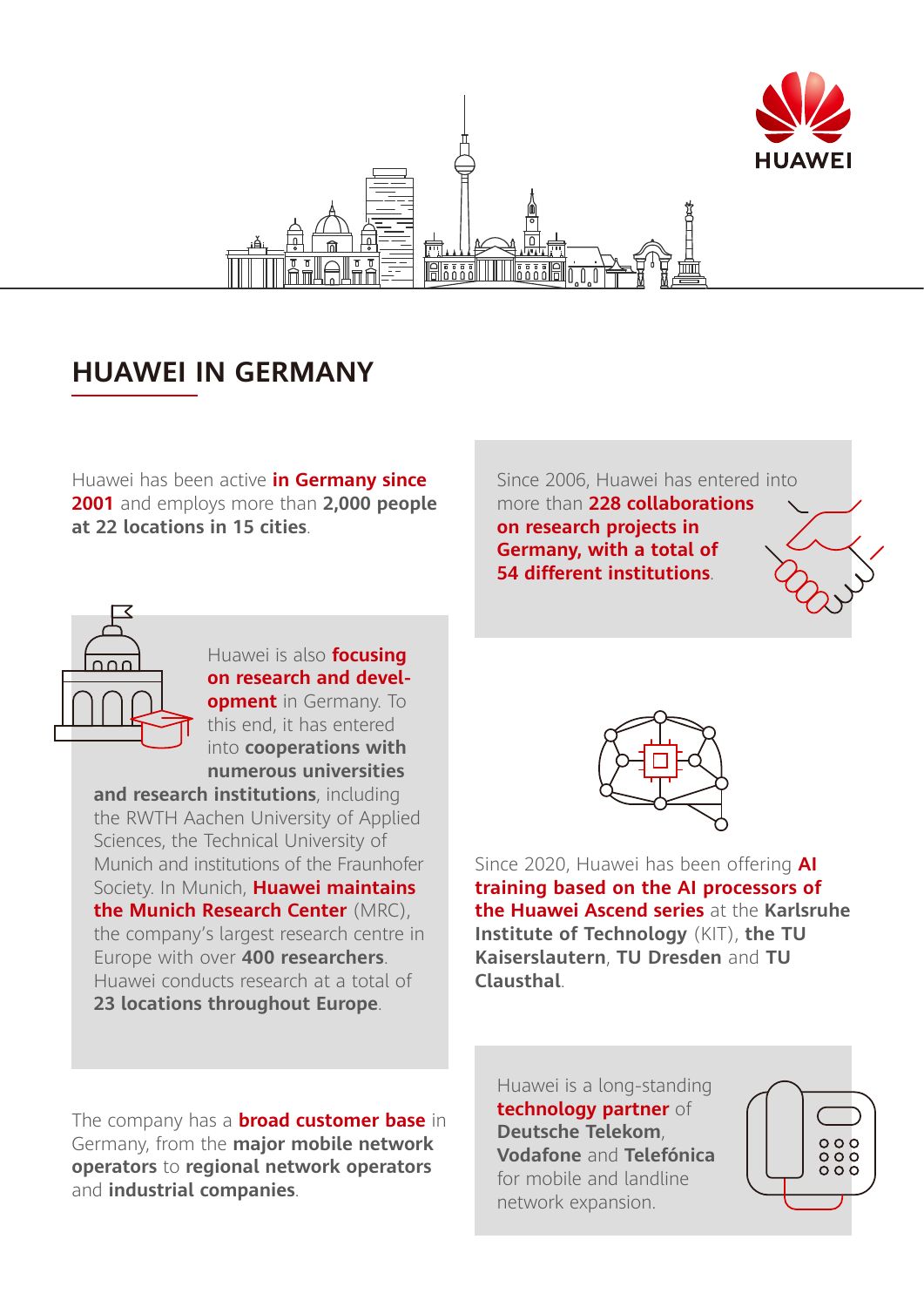# HUAWEI IN GERMANY

Huawei has been active **in Germany since 2001** and employs more than **2,000 people at 22 locations in 15 cities**.

Huawei is also **focusing on research and development** in Germany. To this end, it has entered into **cooperations with numerous universities and research institutions**, including the RWTH Aachen University of Applied Sciences, the Technical University of Munich and institutions of the Fraunhofer Society. In Munich, **Huawei maintains the Munich Research Center** (MRC), the company's largest research centre in Europe with over **400 researchers**. Huawei conducts research at a total of **23 locations throughout Europe**.

The company has a **broad customer base** in Germany, from the **major mobile network operators** to **regional network operators** and **industrial companies**.

Since 2006, Huawei has entered into more than **228 collaborations on research projects in Germany, with a total of 54 different institutions**.

Since 2020, Huawei has been offering **AI training based on the AI processors of the Huawei Ascend series** at the **Karlsruhe Institute of Technology** (KIT), **the TU Kaiserslautern**, **TU Dresden** and **TU Clausthal**.

Huawei is a long-standing **technology partner** of **Deutsche Telekom**, **Vodafone** and **Telefónica** for mobile and landline network expansion.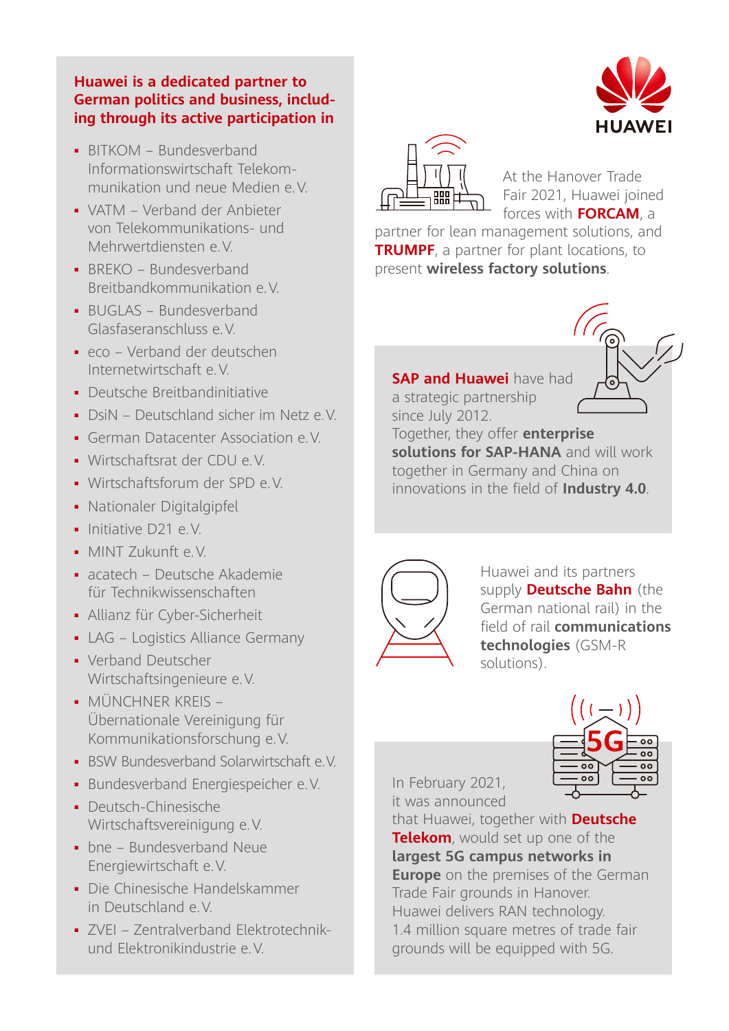**Huawei is a dedicated partner to German politics and business, including through its active participation in**

- BITKOM – Bundesverband Informationswirtschaft Telekommunikation und neue Medien e. V.
- VATM – Verband der Anbieter von Telekommunikations- und Mehrwertdiensten e. V.
- BREKO – Bundesverband Breitbandkommunikation e. V.
- BUGLAS – Bundesverband Glasfaseranschluss e. V.
- eco – Verband der deutschen Internetwirtschaft e. V.
- Deutsche Breitbandinitiative
- DsiN – Deutschland sicher im Netz e. V.
- German Datacenter Association e. V.
- Wirtschaftsrat der CDU e. V.
- Wirtschaftsforum der SPD e. V.
- Nationaler Digitalgipfel
- Initiative D21 e. V.
- MINT Zukunft e. V.
- acatech – Deutsche Akademie für Technikwissenschaften
- Allianz für Cyber-Sicherheit
- LAG – Logistics Alliance Germany
- Verband Deutscher Wirtschaftsingenieure e. V.
- MÜNCHNER KREIS – Übernationale Vereinigung für Kommunikationsforschung e. V.
- BSW Bundesverband Solarwirtschaft e. V.
- Bundesverband Energiespeicher e. V.
- Deutsch-Chinesische Wirtschaftsvereinigung e. V.
- bne – Bundesverband Neue Energiewirtschaft e. V.
- Die Chinesische Handelskammer in Deutschland e. V.
- ZVEI – Zentralverband Elektrotechnik- und Elektronikindustrie e. V.

HUAWEI

At the Hanover Trade Fair 2021, Huawei joined forces with **FORCAM**, a partner for lean management solutions, and **TRUMPF**, a partner for plant locations, to present **wireless factory solutions**.

**SAP and Huawei** have had a strategic partnership since July 2012. Together, they offer **enterprise solutions for SAP-HANA** and will work together in Germany and China on innovations in the field of **Industry 4.0**.

Huawei and its partners supply **Deutsche Bahn** (the German national rail) in the field of rail **communications technologies** (GSM-R solutions).

In February 2021, it was announced that Huawei, together with **Deutsche Telekom**, would set up one of the **largest 5G campus networks in Europe** on the premises of the German Trade Fair grounds in Hanover. Huawei delivers RAN technology. 1.4 million square metres of trade fair grounds will be equipped with 5G.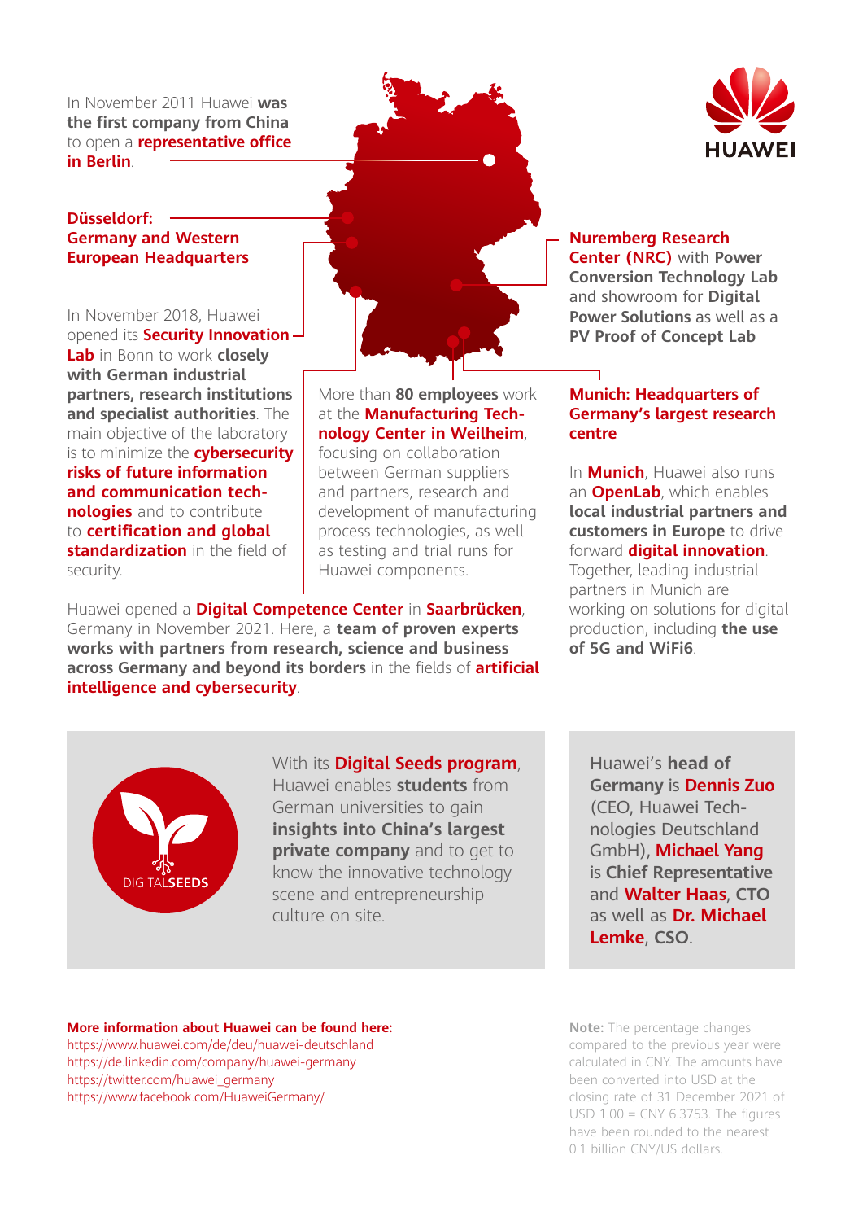In November 2011 Huawei **was the first company from China** to open a **representative office in Berlin**.

**Düsseldorf: Germany and Western European Headquarters**

In November 2018, Huawei opened its **Security Innovation Lab** in Bonn to work **closely with German industrial partners, research institutions and specialist authorities**. The main objective of the laboratory is to minimize the **cybersecurity risks of future information and communication technologies** and to contribute to **certification and global standardization** in the field of security.

More than **80 employees** work at the **Manufacturing Technology Center in Weilheim**, focusing on collaboration between German suppliers and partners, research and development of manufacturing process technologies, as well as testing and trial runs for Huawei components.

**Nuremberg Research Center (NRC)** with **Power Conversion Technology Lab** and showroom for **Digital Power Solutions** as well as a **PV Proof of Concept Lab**

**Munich: Headquarters of Germany's largest research centre**

In **Munich**, Huawei also runs an **OpenLab**, which enables **local industrial partners and customers in Europe** to drive forward **digital innovation**. Together, leading industrial partners in Munich are working on solutions for digital production, including **the use of 5G and WiFi6**.

Huawei opened a **Digital Competence Center** in **Saarbrücken**, Germany in November 2021. Here, a **team of proven experts works with partners from research, science and business across Germany and beyond its borders** in the fields of **artificial intelligence and cybersecurity**.

DIGITAL**SEEDS**

With its **Digital Seeds program**, Huawei enables **students** from German universities to gain **insights into China's largest private company** and to get to know the innovative technology scene and entrepreneurship culture on site.

Huawei's **head of Germany** is **Dennis Zuo** (CEO, Huawei Technologies Deutschland GmbH), **Michael Yang** is **Chief Representative** and **Walter Haas**, **CTO** as well as **Dr. Michael Lemke**, **CSO**.

**More information about Huawei can be found here:**
https://www.huawei.com/de/deu/huawei-deutschland
https://de.linkedin.com/company/huawei-germany
https://twitter.com/huawei_germany
https://www.facebook.com/HuaweiGermany/

**Note:** The percentage changes compared to the previous year were calculated in CNY. The amounts have been converted into USD at the closing rate of 31 December 2021 of USD 1.00 = CNY 6.3753. The figures have been rounded to the nearest 0.1 billion CNY/US dollars.